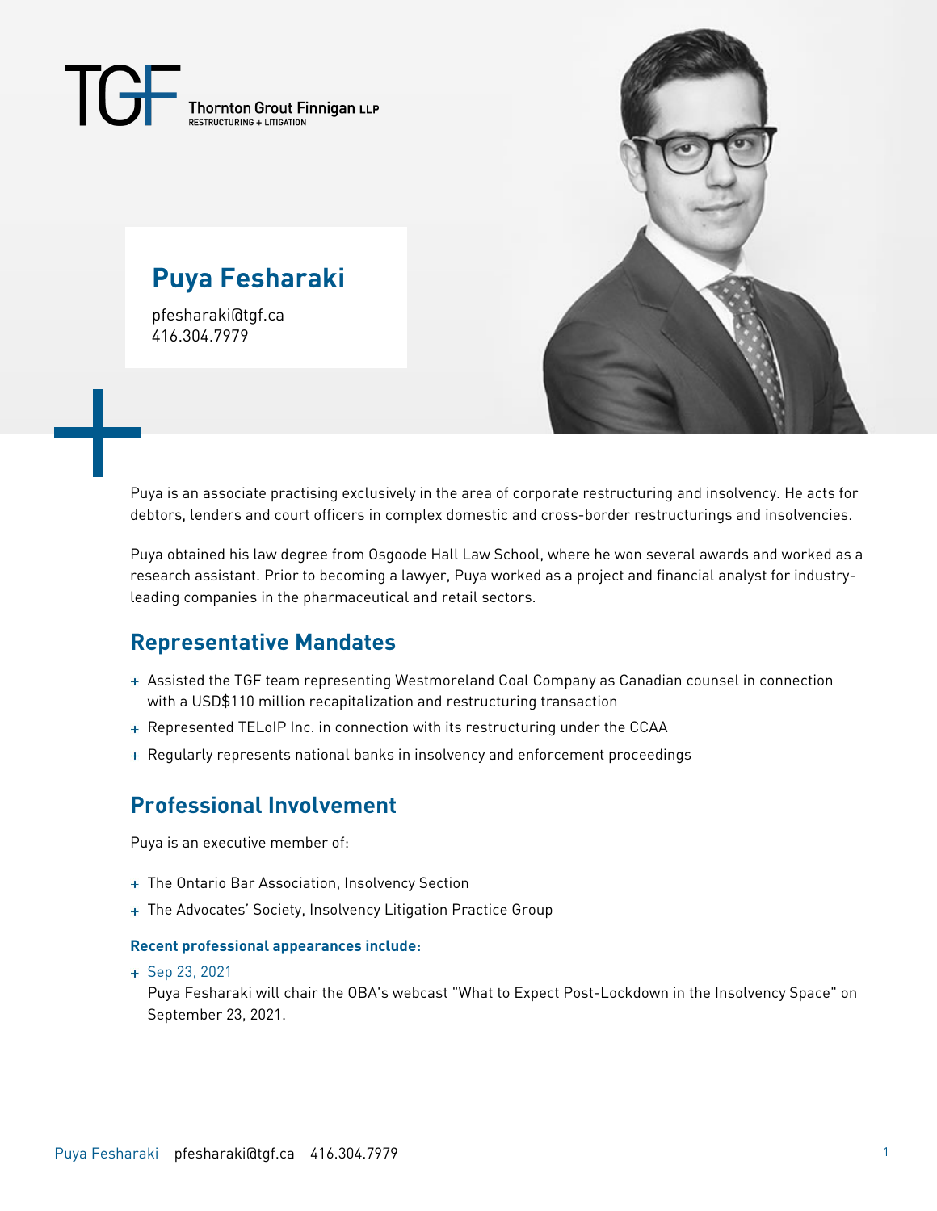Thornton Grout Finnigan LLP
RESTRUCTURING + LITIGATION

# Puya Fesharaki

pfesharaki@tgf.ca
416.304.7979

Puya is an associate practising exclusively in the area of corporate restructuring and insolvency. He acts for debtors, lenders and court officers in complex domestic and cross-border restructurings and insolvencies.

Puya obtained his law degree from Osgoode Hall Law School, where he won several awards and worked as a research assistant. Prior to becoming a lawyer, Puya worked as a project and financial analyst for industry-leading companies in the pharmaceutical and retail sectors.

## Representative Mandates

- Assisted the TGF team representing Westmoreland Coal Company as Canadian counsel in connection with a USD$110 million recapitalization and restructuring transaction
- Represented TELoIP Inc. in connection with its restructuring under the CCAA
- Regularly represents national banks in insolvency and enforcement proceedings

## Professional Involvement

Puya is an executive member of:

- The Ontario Bar Association, Insolvency Section
- The Advocates' Society, Insolvency Litigation Practice Group

#### Recent professional appearances include:

- Sep 23, 2021
  Puya Fesharaki will chair the OBA's webcast "What to Expect Post-Lockdown in the Insolvency Space" on September 23, 2021.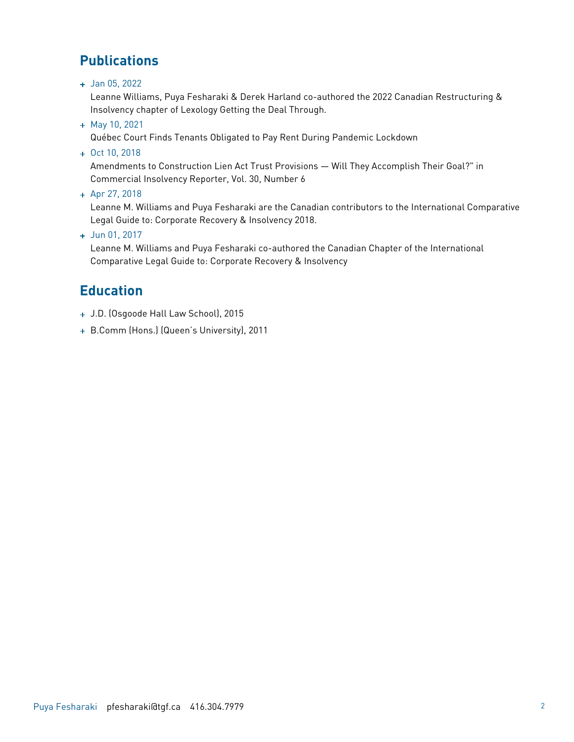## Publications

- Jan 05, 2022
  Leanne Williams, Puya Fesharaki & Derek Harland co-authored the 2022 Canadian Restructuring & Insolvency chapter of Lexology Getting the Deal Through.
- May 10, 2021
  Québec Court Finds Tenants Obligated to Pay Rent During Pandemic Lockdown
- Oct 10, 2018
  Amendments to Construction Lien Act Trust Provisions — Will They Accomplish Their Goal?" in Commercial Insolvency Reporter, Vol. 30, Number 6
- Apr 27, 2018
  Leanne M. Williams and Puya Fesharaki are the Canadian contributors to the International Comparative Legal Guide to: Corporate Recovery & Insolvency 2018.
- Jun 01, 2017
  Leanne M. Williams and Puya Fesharaki co-authored the Canadian Chapter of the International Comparative Legal Guide to: Corporate Recovery & Insolvency

## Education

- J.D. (Osgoode Hall Law School), 2015
- B.Comm (Hons.) (Queen's University), 2011